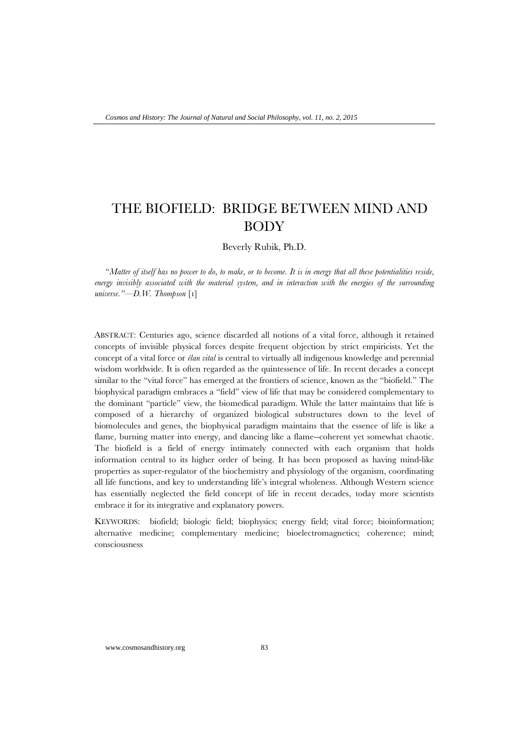# THE BIOFIELD: BRIDGE BETWEEN MIND AND BODY

Beverly Rubik, Ph.D.

"*Matter of itself has no power to do, to make, or to become. It is in energy that all these potentialities reside, energy invisibly associated with the material system, and in interaction with the energies of the surrounding universe.*"—*D.W. Thompson* [1]

ABSTRACT: Centuries ago, science discarded all notions of a vital force, although it retained concepts of invisible physical forces despite frequent objection by strict empiricists. Yet the concept of a vital force or *élan vital* is central to virtually all indigenous knowledge and perennial wisdom worldwide. It is often regarded as the quintessence of life. In recent decades a concept similar to the "vital force" has emerged at the frontiers of science, known as the "biofield." The biophysical paradigm embraces a "field" view of life that may be considered complementary to the dominant "particle" view, the biomedical paradigm. While the latter maintains that life is composed of a hierarchy of organized biological substructures down to the level of biomolecules and genes, the biophysical paradigm maintains that the essence of life is like a flame, burning matter into energy, and dancing like a flame--coherent yet somewhat chaotic. The biofield is a field of energy intimately connected with each organism that holds information central to its higher order of being. It has been proposed as having mind-like properties as super-regulator of the biochemistry and physiology of the organism, coordinating all life functions, and key to understanding life's integral wholeness. Although Western science has essentially neglected the field concept of life in recent decades, today more scientists embrace it for its integrative and explanatory powers.

KEYWORDS: biofield; biologic field; biophysics; energy field; vital force; bioinformation; alternative medicine; complementary medicine; bioelectromagnetics; coherence; mind; consciousness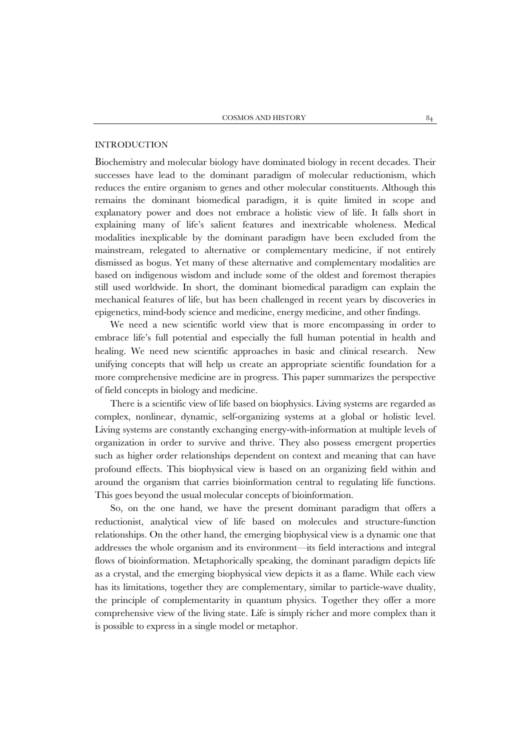## INTRODUCTION

Biochemistry and molecular biology have dominated biology in recent decades. Their successes have lead to the dominant paradigm of molecular reductionism, which reduces the entire organism to genes and other molecular constituents. Although this remains the dominant biomedical paradigm, it is quite limited in scope and explanatory power and does not embrace a holistic view of life. It falls short in explaining many of life's salient features and inextricable wholeness. Medical modalities inexplicable by the dominant paradigm have been excluded from the mainstream, relegated to alternative or complementary medicine, if not entirely dismissed as bogus. Yet many of these alternative and complementary modalities are based on indigenous wisdom and include some of the oldest and foremost therapies still used worldwide. In short, the dominant biomedical paradigm can explain the mechanical features of life, but has been challenged in recent years by discoveries in epigenetics, mind-body science and medicine, energy medicine, and other findings.

We need a new scientific world view that is more encompassing in order to embrace life's full potential and especially the full human potential in health and healing. We need new scientific approaches in basic and clinical research. New unifying concepts that will help us create an appropriate scientific foundation for a more comprehensive medicine are in progress. This paper summarizes the perspective of field concepts in biology and medicine.

There is a scientific view of life based on biophysics. Living systems are regarded as complex, nonlinear, dynamic, self-organizing systems at a global or holistic level. Living systems are constantly exchanging energy-with-information at multiple levels of organization in order to survive and thrive. They also possess emergent properties such as higher order relationships dependent on context and meaning that can have profound effects. This biophysical view is based on an organizing field within and around the organism that carries bioinformation central to regulating life functions. This goes beyond the usual molecular concepts of bioinformation.

So, on the one hand, we have the present dominant paradigm that offers a reductionist, analytical view of life based on molecules and structure-function relationships. On the other hand, the emerging biophysical view is a dynamic one that addresses the whole organism and its environment—its field interactions and integral flows of bioinformation. Metaphorically speaking, the dominant paradigm depicts life as a crystal, and the emerging biophysical view depicts it as a flame. While each view has its limitations, together they are complementary, similar to particle-wave duality, the principle of complementarity in quantum physics. Together they offer a more comprehensive view of the living state. Life is simply richer and more complex than it is possible to express in a single model or metaphor.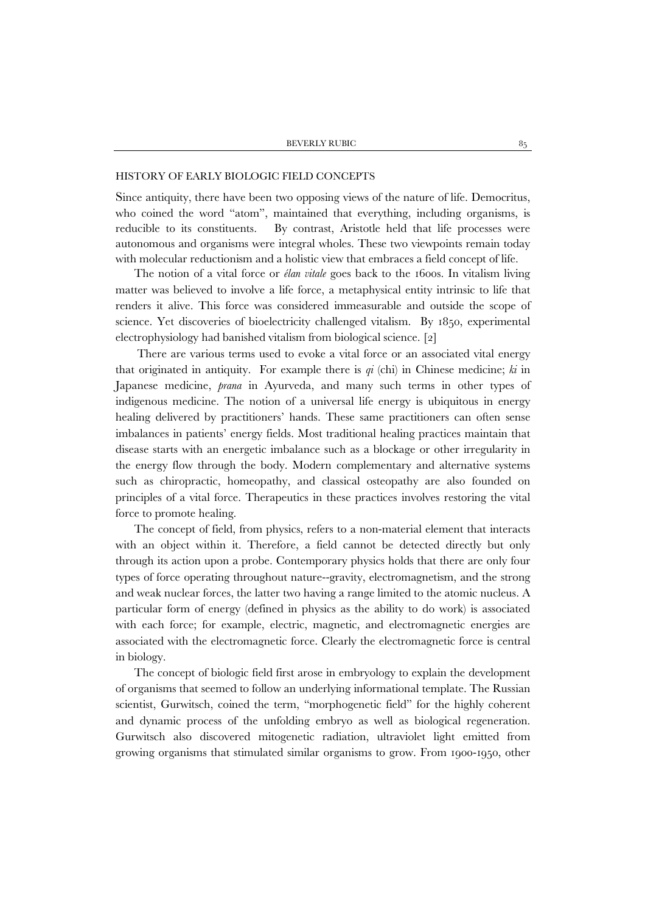## HISTORY OF EARLY BIOLOGIC FIELD CONCEPTS

Since antiquity, there have been two opposing views of the nature of life. Democritus, who coined the word "atom", maintained that everything, including organisms, is reducible to its constituents. By contrast, Aristotle held that life processes were autonomous and organisms were integral wholes. These two viewpoints remain today with molecular reductionism and a holistic view that embraces a field concept of life.

The notion of a vital force or *élan vitale* goes back to the 1600s. In vitalism living matter was believed to involve a life force, a metaphysical entity intrinsic to life that renders it alive. This force was considered immeasurable and outside the scope of science. Yet discoveries of bioelectricity challenged vitalism. By 1850, experimental electrophysiology had banished vitalism from biological science. [2]

There are various terms used to evoke a vital force or an associated vital energy that originated in antiquity. For example there is *qi* (chi) in Chinese medicine; *ki* in Japanese medicine, *prana* in Ayurveda, and many such terms in other types of indigenous medicine. The notion of a universal life energy is ubiquitous in energy healing delivered by practitioners' hands. These same practitioners can often sense imbalances in patients' energy fields. Most traditional healing practices maintain that disease starts with an energetic imbalance such as a blockage or other irregularity in the energy flow through the body. Modern complementary and alternative systems such as chiropractic, homeopathy, and classical osteopathy are also founded on principles of a vital force. Therapeutics in these practices involves restoring the vital force to promote healing.

The concept of field, from physics, refers to a non-material element that interacts with an object within it. Therefore, a field cannot be detected directly but only through its action upon a probe. Contemporary physics holds that there are only four types of force operating throughout nature--gravity, electromagnetism, and the strong and weak nuclear forces, the latter two having a range limited to the atomic nucleus. A particular form of energy (defined in physics as the ability to do work) is associated with each force; for example, electric, magnetic, and electromagnetic energies are associated with the electromagnetic force. Clearly the electromagnetic force is central in biology.

The concept of biologic field first arose in embryology to explain the development of organisms that seemed to follow an underlying informational template. The Russian scientist, Gurwitsch, coined the term, "morphogenetic field" for the highly coherent and dynamic process of the unfolding embryo as well as biological regeneration. Gurwitsch also discovered mitogenetic radiation, ultraviolet light emitted from growing organisms that stimulated similar organisms to grow. From 1900-1950, other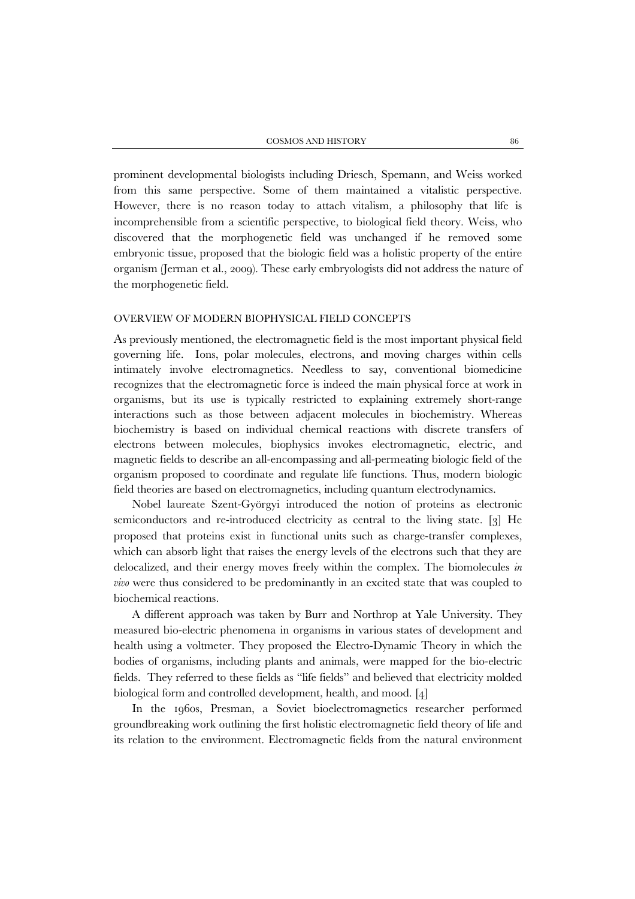prominent developmental biologists including Driesch, Spemann, and Weiss worked from this same perspective. Some of them maintained a vitalistic perspective. However, there is no reason today to attach vitalism, a philosophy that life is incomprehensible from a scientific perspective, to biological field theory. Weiss, who discovered that the morphogenetic field was unchanged if he removed some embryonic tissue, proposed that the biologic field was a holistic property of the entire organism (Jerman et al., 2009). These early embryologists did not address the nature of the morphogenetic field.

## OVERVIEW OF MODERN BIOPHYSICAL FIELD CONCEPTS

As previously mentioned, the electromagnetic field is the most important physical field governing life. Ions, polar molecules, electrons, and moving charges within cells intimately involve electromagnetics. Needless to say, conventional biomedicine recognizes that the electromagnetic force is indeed the main physical force at work in organisms, but its use is typically restricted to explaining extremely short-range interactions such as those between adjacent molecules in biochemistry. Whereas biochemistry is based on individual chemical reactions with discrete transfers of electrons between molecules, biophysics invokes electromagnetic, electric, and magnetic fields to describe an all-encompassing and all-permeating biologic field of the organism proposed to coordinate and regulate life functions. Thus, modern biologic field theories are based on electromagnetics, including quantum electrodynamics.

Nobel laureate Szent-Györgyi introduced the notion of proteins as electronic semiconductors and re-introduced electricity as central to the living state. [3] He proposed that proteins exist in functional units such as charge-transfer complexes, which can absorb light that raises the energy levels of the electrons such that they are delocalized, and their energy moves freely within the complex. The biomolecules *in vivo* were thus considered to be predominantly in an excited state that was coupled to biochemical reactions.

A different approach was taken by Burr and Northrop at Yale University. They measured bio-electric phenomena in organisms in various states of development and health using a voltmeter. They proposed the Electro-Dynamic Theory in which the bodies of organisms, including plants and animals, were mapped for the bio-electric fields. They referred to these fields as "life fields" and believed that electricity molded biological form and controlled development, health, and mood. [4]

In the 1960s, Presman, a Soviet bioelectromagnetics researcher performed groundbreaking work outlining the first holistic electromagnetic field theory of life and its relation to the environment. Electromagnetic fields from the natural environment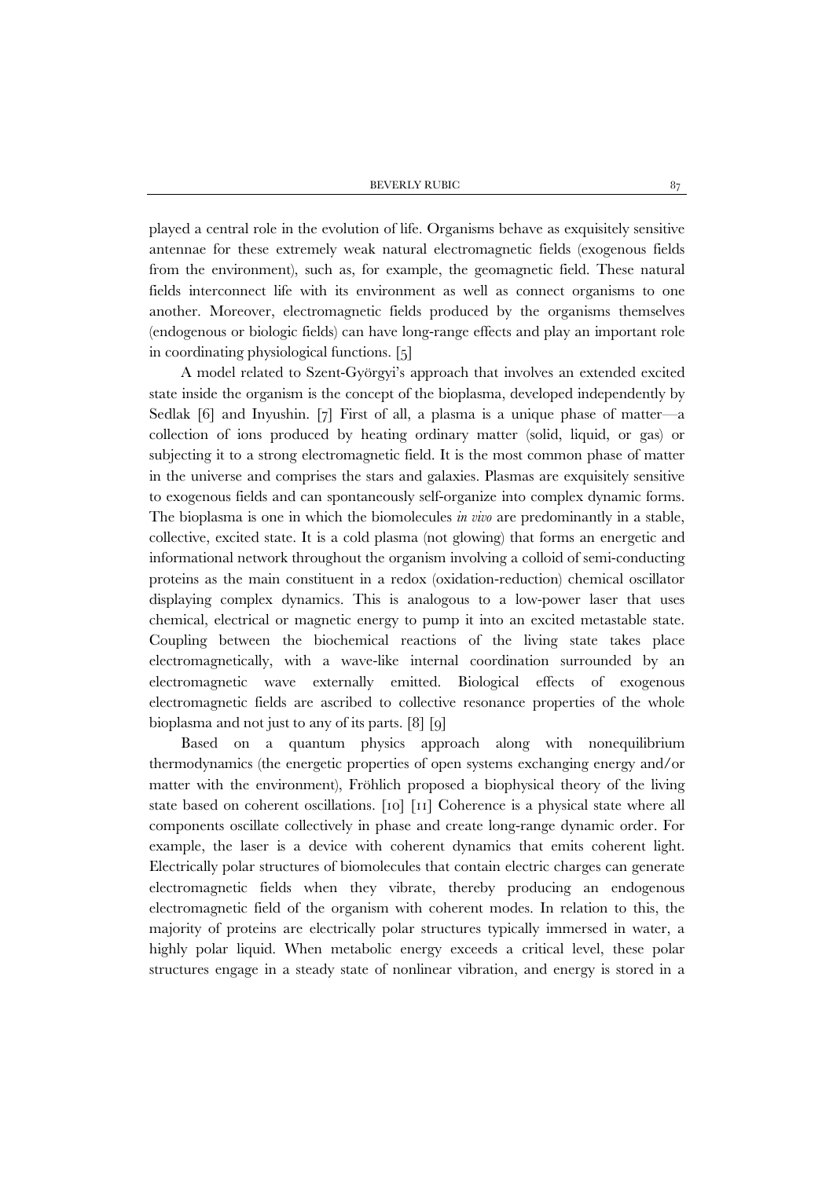played a central role in the evolution of life. Organisms behave as exquisitely sensitive antennae for these extremely weak natural electromagnetic fields (exogenous fields from the environment), such as, for example, the geomagnetic field. These natural fields interconnect life with its environment as well as connect organisms to one another. Moreover, electromagnetic fields produced by the organisms themselves (endogenous or biologic fields) can have long-range effects and play an important role in coordinating physiological functions. [5]

A model related to Szent-Györgyi's approach that involves an extended excited state inside the organism is the concept of the bioplasma, developed independently by Sedlak [6] and Inyushin. [7] First of all, a plasma is a unique phase of matter—a collection of ions produced by heating ordinary matter (solid, liquid, or gas) or subjecting it to a strong electromagnetic field. It is the most common phase of matter in the universe and comprises the stars and galaxies. Plasmas are exquisitely sensitive to exogenous fields and can spontaneously self-organize into complex dynamic forms. The bioplasma is one in which the biomolecules *in vivo* are predominantly in a stable, collective, excited state. It is a cold plasma (not glowing) that forms an energetic and informational network throughout the organism involving a colloid of semi-conducting proteins as the main constituent in a redox (oxidation-reduction) chemical oscillator displaying complex dynamics. This is analogous to a low-power laser that uses chemical, electrical or magnetic energy to pump it into an excited metastable state. Coupling between the biochemical reactions of the living state takes place electromagnetically, with a wave-like internal coordination surrounded by an electromagnetic wave externally emitted. Biological effects of exogenous electromagnetic fields are ascribed to collective resonance properties of the whole bioplasma and not just to any of its parts. [8] [9]

Based on a quantum physics approach along with nonequilibrium thermodynamics (the energetic properties of open systems exchanging energy and/or matter with the environment), Fröhlich proposed a biophysical theory of the living state based on coherent oscillations. [10] [11] Coherence is a physical state where all components oscillate collectively in phase and create long-range dynamic order. For example, the laser is a device with coherent dynamics that emits coherent light. Electrically polar structures of biomolecules that contain electric charges can generate electromagnetic fields when they vibrate, thereby producing an endogenous electromagnetic field of the organism with coherent modes. In relation to this, the majority of proteins are electrically polar structures typically immersed in water, a highly polar liquid. When metabolic energy exceeds a critical level, these polar structures engage in a steady state of nonlinear vibration, and energy is stored in a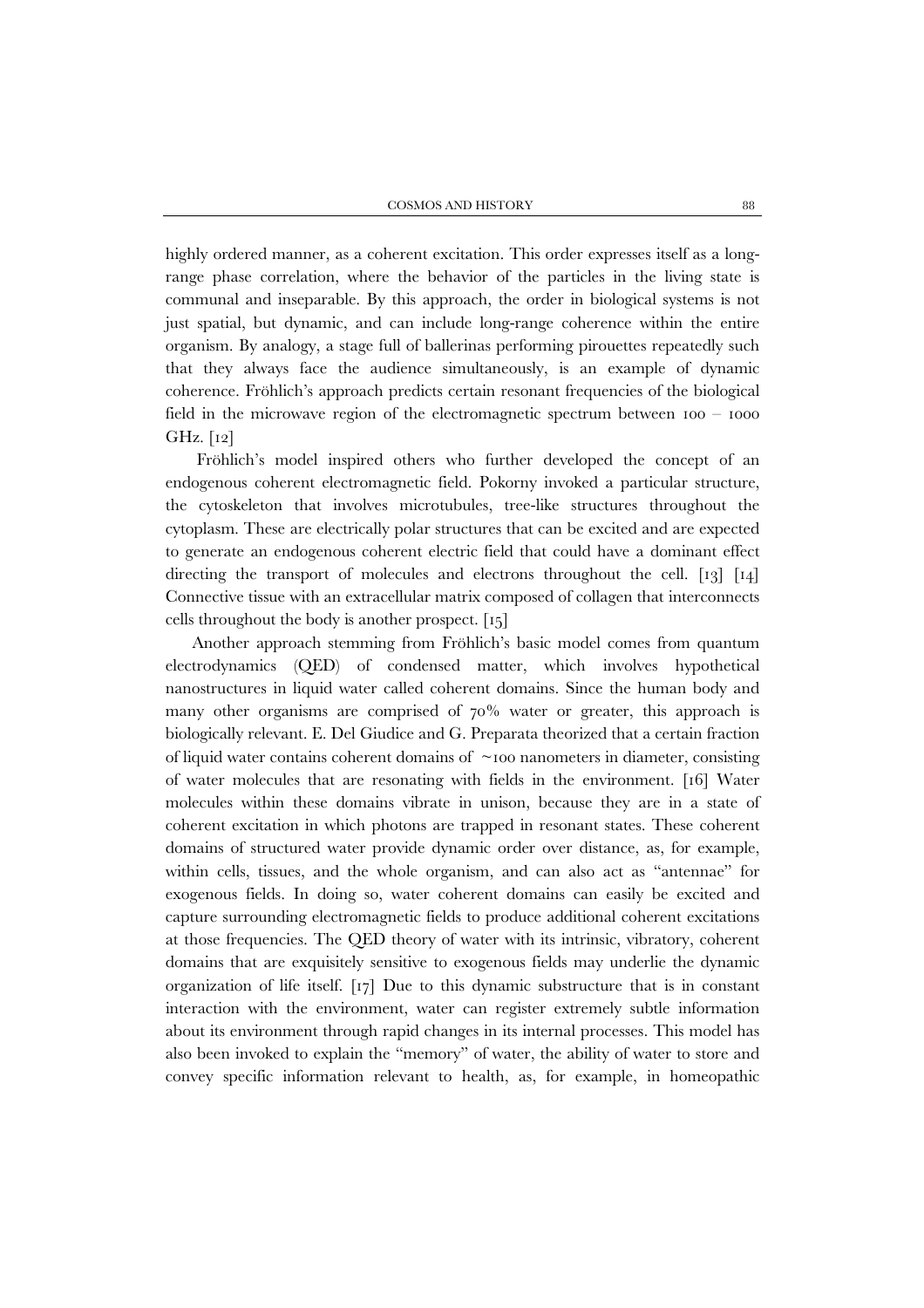highly ordered manner, as a coherent excitation. This order expresses itself as a long-range phase correlation, where the behavior of the particles in the living state is communal and inseparable. By this approach, the order in biological systems is not just spatial, but dynamic, and can include long-range coherence within the entire organism. By analogy, a stage full of ballerinas performing pirouettes repeatedly such that they always face the audience simultaneously, is an example of dynamic coherence. Fröhlich's approach predicts certain resonant frequencies of the biological field in the microwave region of the electromagnetic spectrum between 100 – 1000 GHz. [12]

Fröhlich's model inspired others who further developed the concept of an endogenous coherent electromagnetic field. Pokorny invoked a particular structure, the cytoskeleton that involves microtubules, tree-like structures throughout the cytoplasm. These are electrically polar structures that can be excited and are expected to generate an endogenous coherent electric field that could have a dominant effect directing the transport of molecules and electrons throughout the cell. [13] [14] Connective tissue with an extracellular matrix composed of collagen that interconnects cells throughout the body is another prospect. [15]

Another approach stemming from Fröhlich's basic model comes from quantum electrodynamics (QED) of condensed matter, which involves hypothetical nanostructures in liquid water called coherent domains. Since the human body and many other organisms are comprised of 70% water or greater, this approach is biologically relevant. E. Del Giudice and G. Preparata theorized that a certain fraction of liquid water contains coherent domains of ~100 nanometers in diameter, consisting of water molecules that are resonating with fields in the environment. [16] Water molecules within these domains vibrate in unison, because they are in a state of coherent excitation in which photons are trapped in resonant states. These coherent domains of structured water provide dynamic order over distance, as, for example, within cells, tissues, and the whole organism, and can also act as "antennae" for exogenous fields. In doing so, water coherent domains can easily be excited and capture surrounding electromagnetic fields to produce additional coherent excitations at those frequencies. The QED theory of water with its intrinsic, vibratory, coherent domains that are exquisitely sensitive to exogenous fields may underlie the dynamic organization of life itself. [17] Due to this dynamic substructure that is in constant interaction with the environment, water can register extremely subtle information about its environment through rapid changes in its internal processes. This model has also been invoked to explain the "memory" of water, the ability of water to store and convey specific information relevant to health, as, for example, in homeopathic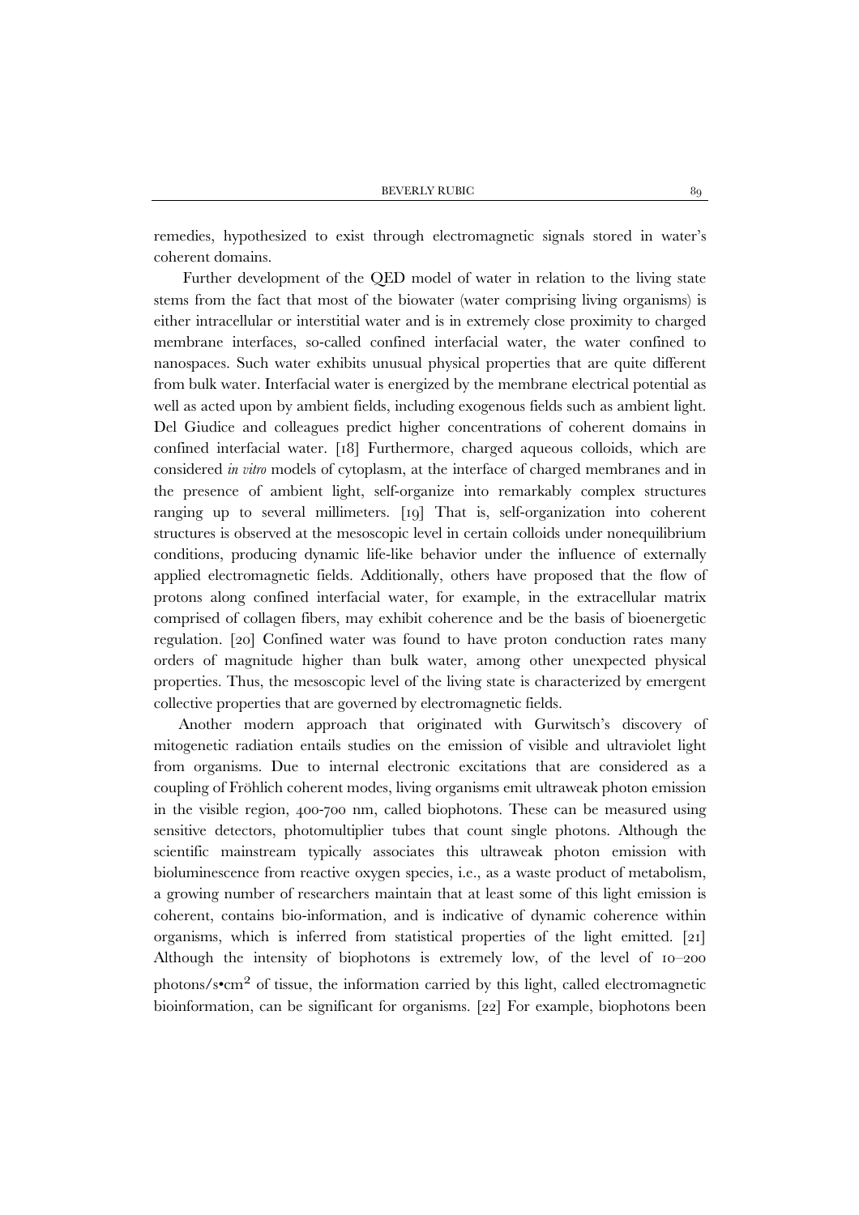remedies, hypothesized to exist through electromagnetic signals stored in water's coherent domains.

Further development of the QED model of water in relation to the living state stems from the fact that most of the biowater (water comprising living organisms) is either intracellular or interstitial water and is in extremely close proximity to charged membrane interfaces, so-called confined interfacial water, the water confined to nanospaces. Such water exhibits unusual physical properties that are quite different from bulk water. Interfacial water is energized by the membrane electrical potential as well as acted upon by ambient fields, including exogenous fields such as ambient light. Del Giudice and colleagues predict higher concentrations of coherent domains in confined interfacial water. [18] Furthermore, charged aqueous colloids, which are considered *in vitro* models of cytoplasm, at the interface of charged membranes and in the presence of ambient light, self-organize into remarkably complex structures ranging up to several millimeters. [19] That is, self-organization into coherent structures is observed at the mesoscopic level in certain colloids under nonequilibrium conditions, producing dynamic life-like behavior under the influence of externally applied electromagnetic fields. Additionally, others have proposed that the flow of protons along confined interfacial water, for example, in the extracellular matrix comprised of collagen fibers, may exhibit coherence and be the basis of bioenergetic regulation. [20] Confined water was found to have proton conduction rates many orders of magnitude higher than bulk water, among other unexpected physical properties. Thus, the mesoscopic level of the living state is characterized by emergent collective properties that are governed by electromagnetic fields.

Another modern approach that originated with Gurwitsch's discovery of mitogenetic radiation entails studies on the emission of visible and ultraviolet light from organisms. Due to internal electronic excitations that are considered as a coupling of Fröhlich coherent modes, living organisms emit ultraweak photon emission in the visible region, 400-700 nm, called biophotons. These can be measured using sensitive detectors, photomultiplier tubes that count single photons. Although the scientific mainstream typically associates this ultraweak photon emission with bioluminescence from reactive oxygen species, i.e., as a waste product of metabolism, a growing number of researchers maintain that at least some of this light emission is coherent, contains bio-information, and is indicative of dynamic coherence within organisms, which is inferred from statistical properties of the light emitted. [21] Although the intensity of biophotons is extremely low, of the level of 10–200 photons/s•$cm^2$ of tissue, the information carried by this light, called electromagnetic bioinformation, can be significant for organisms. [22] For example, biophotons been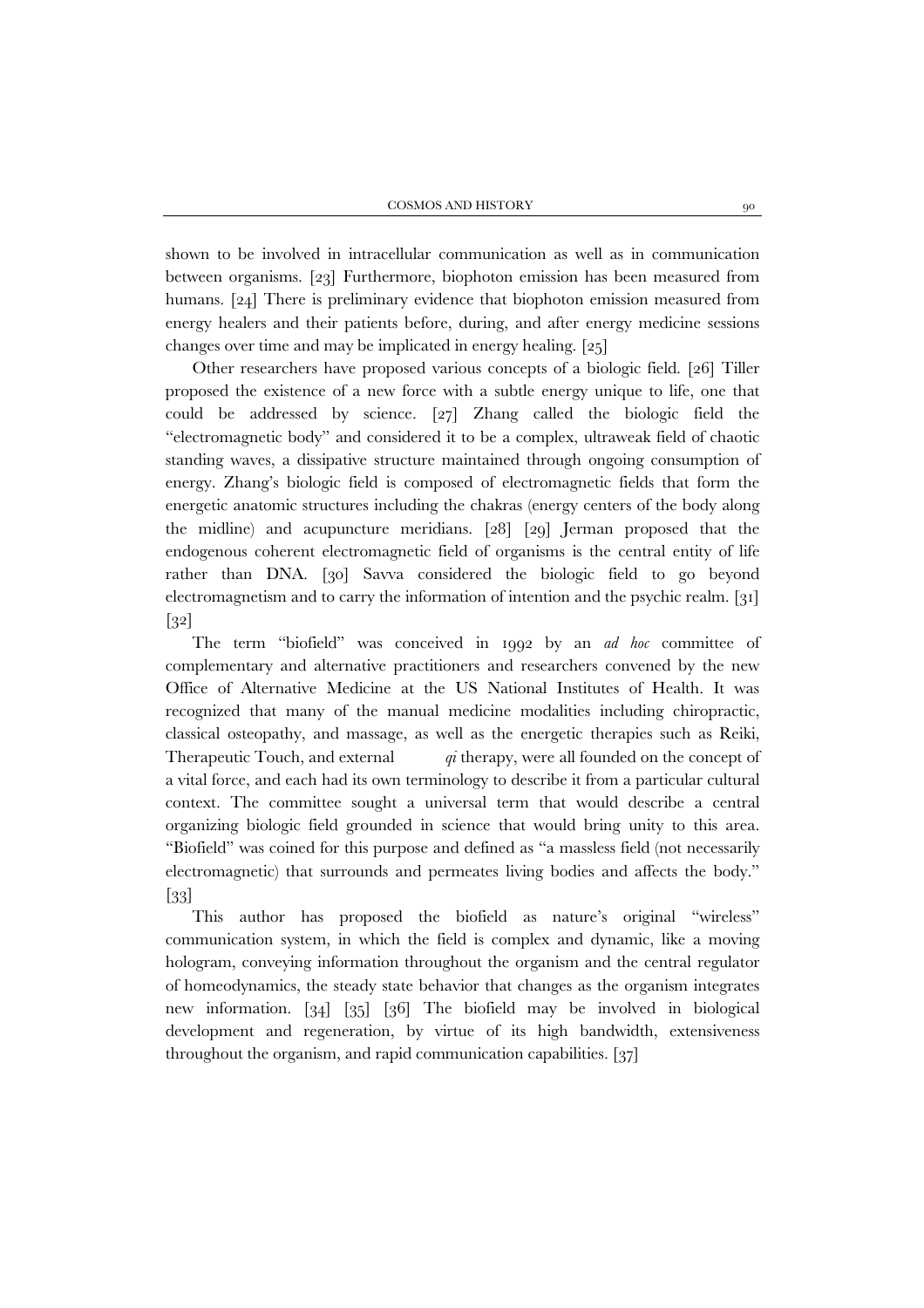shown to be involved in intracellular communication as well as in communication between organisms. [23] Furthermore, biophoton emission has been measured from humans. [24] There is preliminary evidence that biophoton emission measured from energy healers and their patients before, during, and after energy medicine sessions changes over time and may be implicated in energy healing. [25]

Other researchers have proposed various concepts of a biologic field. [26] Tiller proposed the existence of a new force with a subtle energy unique to life, one that could be addressed by science. [27] Zhang called the biologic field the "electromagnetic body" and considered it to be a complex, ultraweak field of chaotic standing waves, a dissipative structure maintained through ongoing consumption of energy. Zhang's biologic field is composed of electromagnetic fields that form the energetic anatomic structures including the chakras (energy centers of the body along the midline) and acupuncture meridians. [28] [29] Jerman proposed that the endogenous coherent electromagnetic field of organisms is the central entity of life rather than DNA. [30] Savva considered the biologic field to go beyond electromagnetism and to carry the information of intention and the psychic realm. [31] [32]

The term "biofield" was conceived in 1992 by an *ad hoc* committee of complementary and alternative practitioners and researchers convened by the new Office of Alternative Medicine at the US National Institutes of Health. It was recognized that many of the manual medicine modalities including chiropractic, classical osteopathy, and massage, as well as the energetic therapies such as Reiki, Therapeutic Touch, and external *qi* therapy, were all founded on the concept of a vital force, and each had its own terminology to describe it from a particular cultural context. The committee sought a universal term that would describe a central organizing biologic field grounded in science that would bring unity to this area. "Biofield" was coined for this purpose and defined as "a massless field (not necessarily electromagnetic) that surrounds and permeates living bodies and affects the body." [33]

This author has proposed the biofield as nature's original "wireless" communication system, in which the field is complex and dynamic, like a moving hologram, conveying information throughout the organism and the central regulator of homeodynamics, the steady state behavior that changes as the organism integrates new information. [34] [35] [36] The biofield may be involved in biological development and regeneration, by virtue of its high bandwidth, extensiveness throughout the organism, and rapid communication capabilities. [37]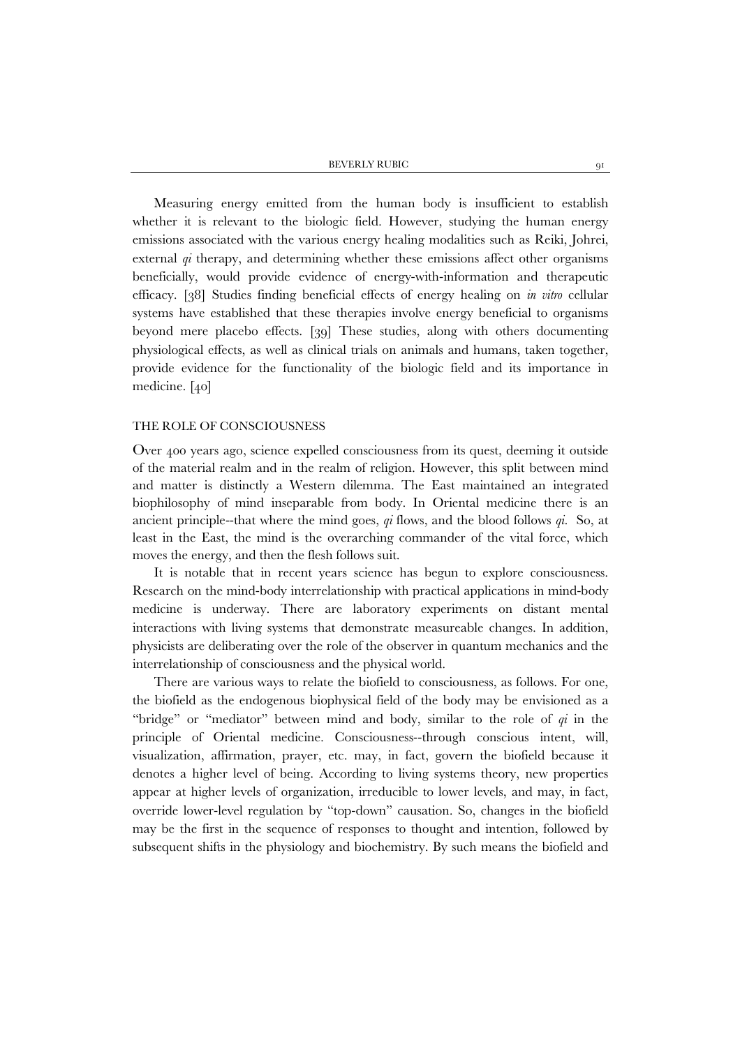Measuring energy emitted from the human body is insufficient to establish whether it is relevant to the biologic field. However, studying the human energy emissions associated with the various energy healing modalities such as Reiki, Johrei, external *qi* therapy, and determining whether these emissions affect other organisms beneficially, would provide evidence of energy-with-information and therapeutic efficacy. [38] Studies finding beneficial effects of energy healing on *in vitro* cellular systems have established that these therapies involve energy beneficial to organisms beyond mere placebo effects. [39] These studies, along with others documenting physiological effects, as well as clinical trials on animals and humans, taken together, provide evidence for the functionality of the biologic field and its importance in medicine. [40]

## THE ROLE OF CONSCIOUSNESS

Over 400 years ago, science expelled consciousness from its quest, deeming it outside of the material realm and in the realm of religion. However, this split between mind and matter is distinctly a Western dilemma. The East maintained an integrated biophilosophy of mind inseparable from body. In Oriental medicine there is an ancient principle--that where the mind goes, *qi* flows, and the blood follows *qi*. So, at least in the East, the mind is the overarching commander of the vital force, which moves the energy, and then the flesh follows suit.

It is notable that in recent years science has begun to explore consciousness. Research on the mind-body interrelationship with practical applications in mind-body medicine is underway. There are laboratory experiments on distant mental interactions with living systems that demonstrate measureable changes. In addition, physicists are deliberating over the role of the observer in quantum mechanics and the interrelationship of consciousness and the physical world.

There are various ways to relate the biofield to consciousness, as follows. For one, the biofield as the endogenous biophysical field of the body may be envisioned as a "bridge" or "mediator" between mind and body, similar to the role of *qi* in the principle of Oriental medicine. Consciousness--through conscious intent, will, visualization, affirmation, prayer, etc. may, in fact, govern the biofield because it denotes a higher level of being. According to living systems theory, new properties appear at higher levels of organization, irreducible to lower levels, and may, in fact, override lower-level regulation by "top-down" causation. So, changes in the biofield may be the first in the sequence of responses to thought and intention, followed by subsequent shifts in the physiology and biochemistry. By such means the biofield and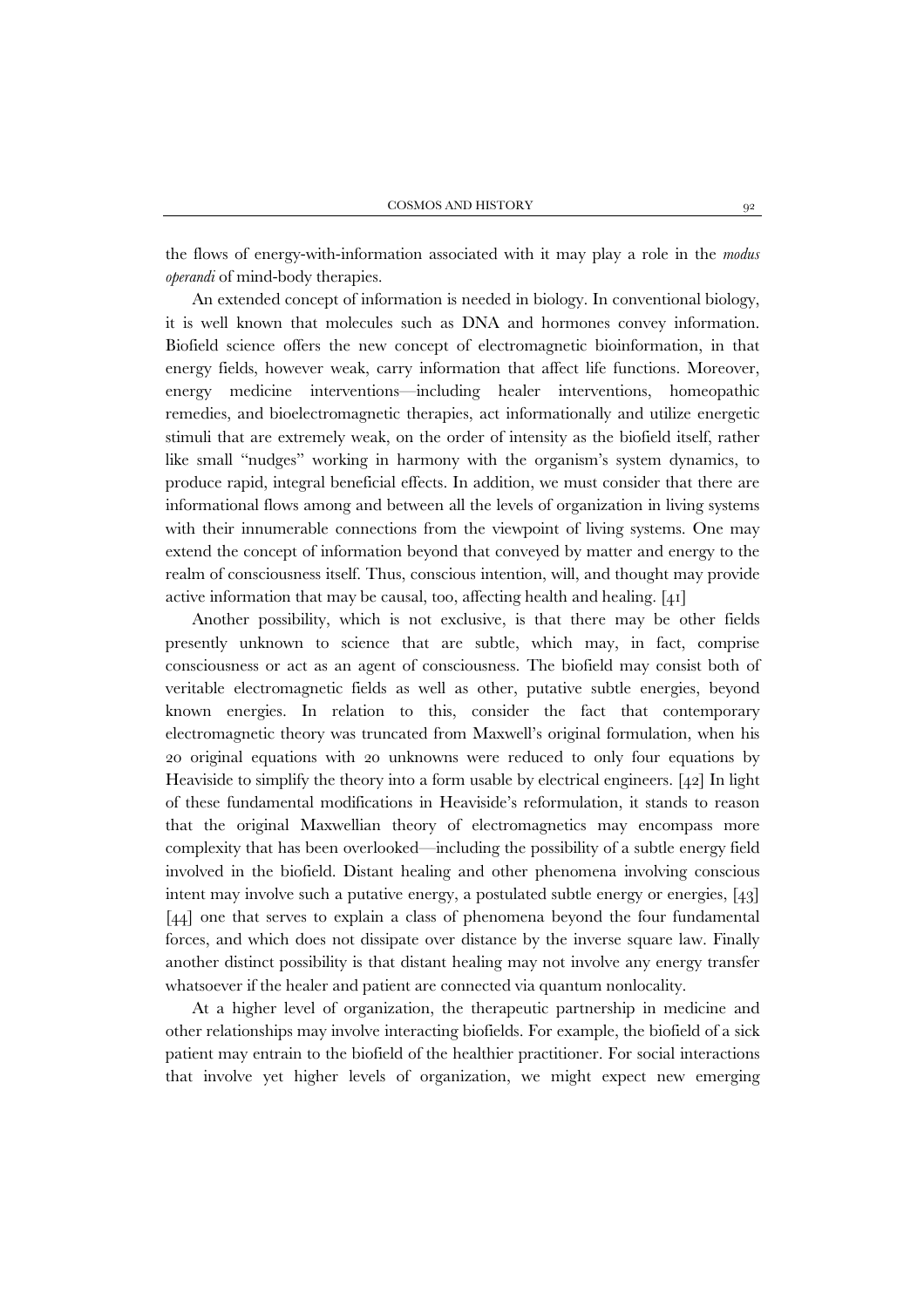the flows of energy-with-information associated with it may play a role in the *modus operandi* of mind-body therapies.

An extended concept of information is needed in biology. In conventional biology, it is well known that molecules such as DNA and hormones convey information. Biofield science offers the new concept of electromagnetic bioinformation, in that energy fields, however weak, carry information that affect life functions. Moreover, energy medicine interventions—including healer interventions, homeopathic remedies, and bioelectromagnetic therapies, act informationally and utilize energetic stimuli that are extremely weak, on the order of intensity as the biofield itself, rather like small "nudges" working in harmony with the organism's system dynamics, to produce rapid, integral beneficial effects. In addition, we must consider that there are informational flows among and between all the levels of organization in living systems with their innumerable connections from the viewpoint of living systems. One may extend the concept of information beyond that conveyed by matter and energy to the realm of consciousness itself. Thus, conscious intention, will, and thought may provide active information that may be causal, too, affecting health and healing. [41]

Another possibility, which is not exclusive, is that there may be other fields presently unknown to science that are subtle, which may, in fact, comprise consciousness or act as an agent of consciousness. The biofield may consist both of veritable electromagnetic fields as well as other, putative subtle energies, beyond known energies. In relation to this, consider the fact that contemporary electromagnetic theory was truncated from Maxwell's original formulation, when his 20 original equations with 20 unknowns were reduced to only four equations by Heaviside to simplify the theory into a form usable by electrical engineers. [42] In light of these fundamental modifications in Heaviside's reformulation, it stands to reason that the original Maxwellian theory of electromagnetics may encompass more complexity that has been overlooked—including the possibility of a subtle energy field involved in the biofield. Distant healing and other phenomena involving conscious intent may involve such a putative energy, a postulated subtle energy or energies, [43] [44] one that serves to explain a class of phenomena beyond the four fundamental forces, and which does not dissipate over distance by the inverse square law. Finally another distinct possibility is that distant healing may not involve any energy transfer whatsoever if the healer and patient are connected via quantum nonlocality.

At a higher level of organization, the therapeutic partnership in medicine and other relationships may involve interacting biofields. For example, the biofield of a sick patient may entrain to the biofield of the healthier practitioner. For social interactions that involve yet higher levels of organization, we might expect new emerging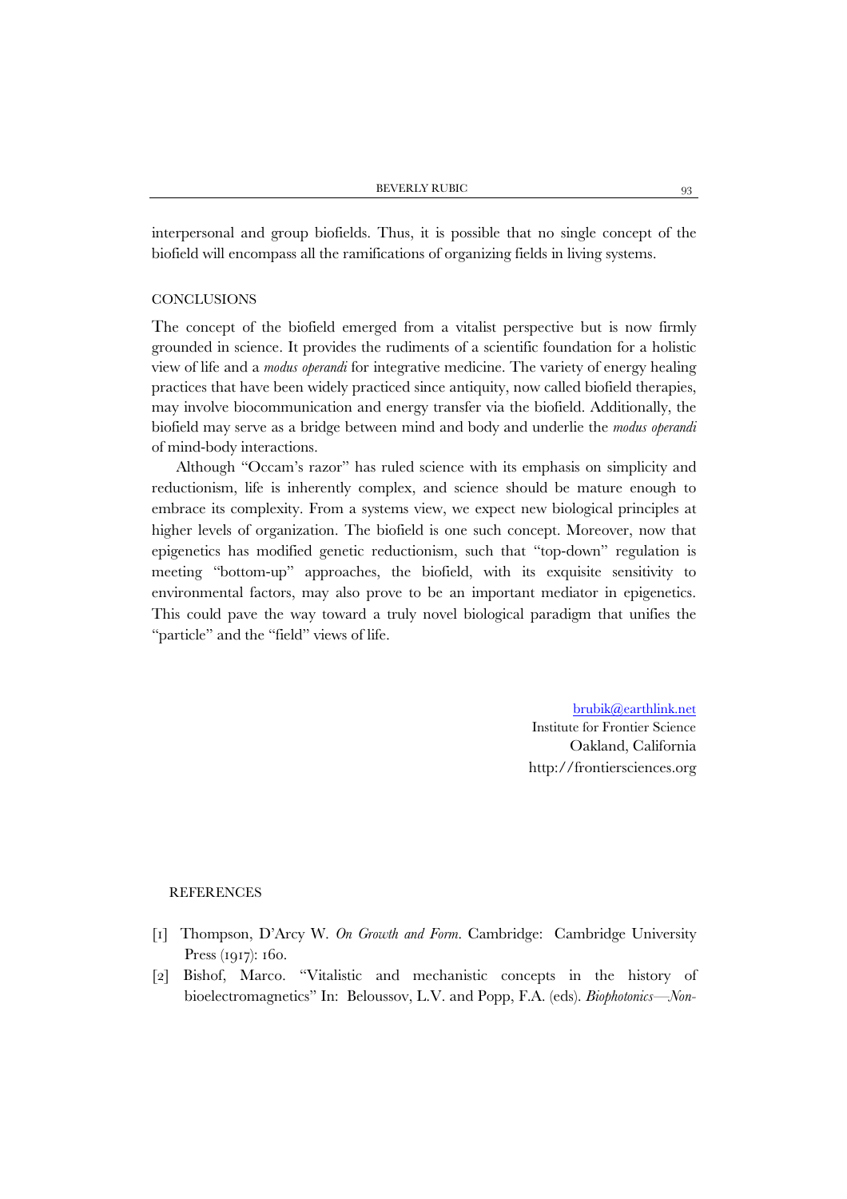interpersonal and group biofields. Thus, it is possible that no single concept of the biofield will encompass all the ramifications of organizing fields in living systems.

## CONCLUSIONS

The concept of the biofield emerged from a vitalist perspective but is now firmly grounded in science. It provides the rudiments of a scientific foundation for a holistic view of life and a *modus operandi* for integrative medicine. The variety of energy healing practices that have been widely practiced since antiquity, now called biofield therapies, may involve biocommunication and energy transfer via the biofield. Additionally, the biofield may serve as a bridge between mind and body and underlie the *modus operandi* of mind-body interactions.

Although "Occam's razor" has ruled science with its emphasis on simplicity and reductionism, life is inherently complex, and science should be mature enough to embrace its complexity. From a systems view, we expect new biological principles at higher levels of organization. The biofield is one such concept. Moreover, now that epigenetics has modified genetic reductionism, such that "top-down" regulation is meeting "bottom-up" approaches, the biofield, with its exquisite sensitivity to environmental factors, may also prove to be an important mediator in epigenetics. This could pave the way toward a truly novel biological paradigm that unifies the "particle" and the "field" views of life.

brubik@earthlink.net
Institute for Frontier Science
Oakland, California
http://frontiersciences.org

## REFERENCES

[1] Thompson, D'Arcy W. *On Growth and Form*. Cambridge: Cambridge University Press (1917): 160.

[2] Bishof, Marco. "Vitalistic and mechanistic concepts in the history of bioelectromagnetics" In: Beloussov, L.V. and Popp, F.A. (eds). *Biophotonics—Non-*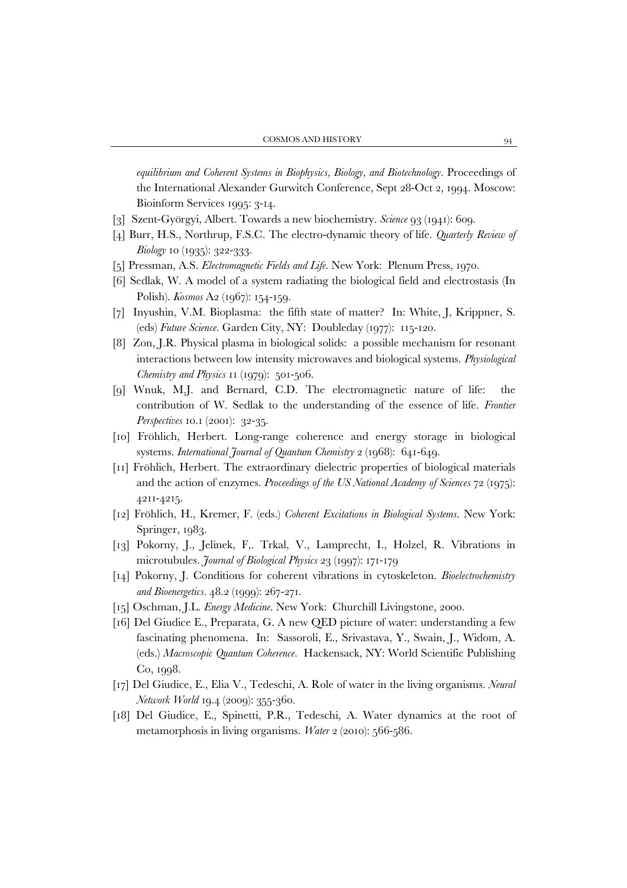*equilibrium and Coherent Systems in Biophysics, Biology, and Biotechnology*. Proceedings of the International Alexander Gurwitch Conference, Sept 28-Oct 2, 1994. Moscow: Bioinform Services 1995: 3-14.

[3] Szent-Györgyi, Albert. Towards a new biochemistry. *Science* 93 (1941): 609.

[4] Burr, H.S., Northrup, F.S.C. The electro-dynamic theory of life. *Quarterly Review of Biology* 10 (1935): 322-333.

[5] Pressman, A.S. *Electromagnetic Fields and Life*. New York: Plenum Press, 1970.

[6] Sedlak, W. A model of a system radiating the biological field and electrostasis (In Polish). *Kosmos* A2 (1967): 154-159.

[7] Inyushin, V.M. Bioplasma: the fifth state of matter? In: White, J, Krippner, S. (eds) *Future Science*. Garden City, NY: Doubleday (1977): 115-120.

[8] Zon, J.R. Physical plasma in biological solids: a possible mechanism for resonant interactions between low intensity microwaves and biological systems. *Physiological Chemistry and Physics* 11 (1979): 501-506.

[9] Wnuk, M.J. and Bernard, C.D. The electromagnetic nature of life: the contribution of W. Sedlak to the understanding of the essence of life. *Frontier Perspectives* 10.1 (2001): 32-35.

[10] Fröhlich, Herbert. Long-range coherence and energy storage in biological systems. *International Journal of Quantum Chemistry* 2 (1968): 641-649.

[11] Fröhlich, Herbert. The extraordinary dielectric properties of biological materials and the action of enzymes. *Proceedings of the US National Academy of Sciences* 72 (1975): 4211-4215.

[12] Fröhlich, H., Kremer, F. (eds.) *Coherent Excitations in Biological Systems*. New York: Springer, 1983.

[13] Pokorny, J., Jelinek, F,. Trkal, V., Lamprecht, I., Holzel, R. Vibrations in microtubules. *Journal of Biological Physics* 23 (1997): 171-179

[14] Pokorny, J. Conditions for coherent vibrations in cytoskeleton. *Bioelectrochemistry and Bioenergetics*. 48.2 (1999): 267-271.

[15] Oschman, J.L. *Energy Medicine*. New York: Churchill Livingstone, 2000.

[16] Del Giudice E., Preparata, G. A new QED picture of water: understanding a few fascinating phenomena. In: Sassoroli, E., Srivastava, Y., Swain, J., Widom, A. (eds.) *Macroscopic Quantum Coherence*. Hackensack, NY: World Scientific Publishing Co, 1998.

[17] Del Giudice, E., Elia V., Tedeschi, A. Role of water in the living organisms. *Neural Network World* 19.4 (2009): 355-360.

[18] Del Giudice, E., Spinetti, P.R., Tedeschi, A. Water dynamics at the root of metamorphosis in living organisms. *Water* 2 (2010): 566-586.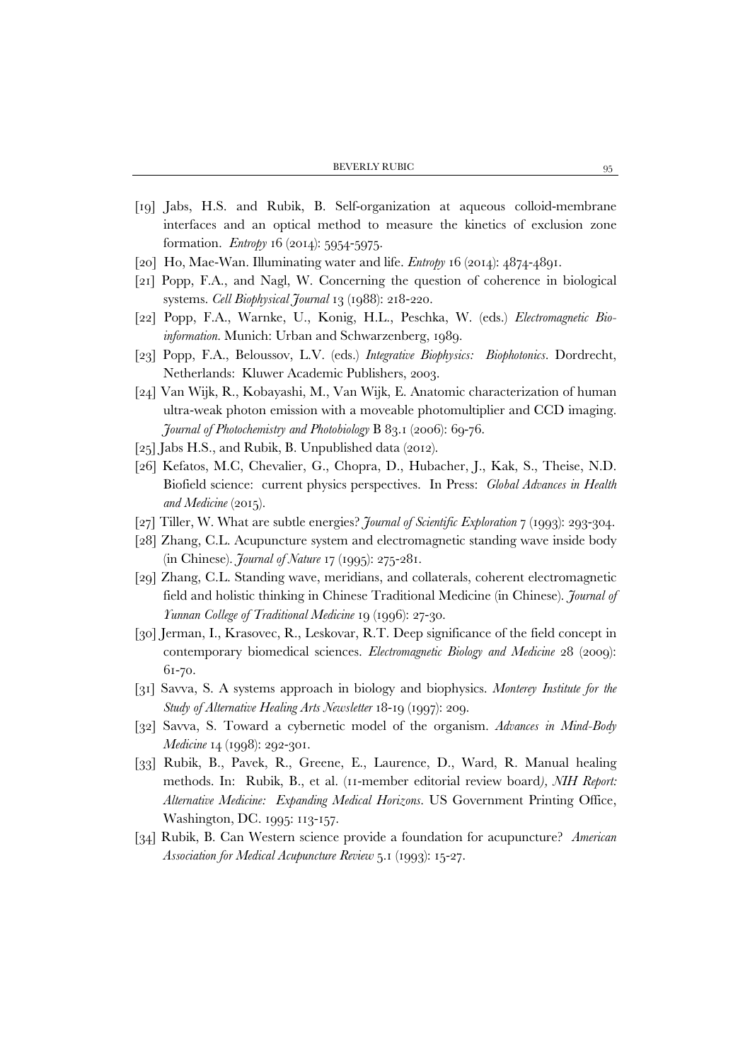[19] Jabs, H.S. and Rubik, B. Self-organization at aqueous colloid-membrane interfaces and an optical method to measure the kinetics of exclusion zone formation. *Entropy* 16 (2014): 5954-5975.

[20] Ho, Mae-Wan. Illuminating water and life. *Entropy* 16 (2014): 4874-4891.

[21] Popp, F.A., and Nagl, W. Concerning the question of coherence in biological systems. *Cell Biophysical Journal* 13 (1988): 218-220.

[22] Popp, F.A., Warnke, U., Konig, H.L., Peschka, W. (eds.) *Electromagnetic Bio-information*. Munich: Urban and Schwarzenberg, 1989.

[23] Popp, F.A., Beloussov, L.V. (eds.) *Integrative Biophysics: Biophotonics*. Dordrecht, Netherlands: Kluwer Academic Publishers, 2003.

[24] Van Wijk, R., Kobayashi, M., Van Wijk, E. Anatomic characterization of human ultra-weak photon emission with a moveable photomultiplier and CCD imaging. *Journal of Photochemistry and Photobiology* B 83.1 (2006): 69-76.

[25] Jabs H.S., and Rubik, B. Unpublished data (2012).

[26] Kefatos, M.C, Chevalier, G., Chopra, D., Hubacher, J., Kak, S., Theise, N.D. Biofield science: current physics perspectives. In Press: *Global Advances in Health and Medicine* (2015).

[27] Tiller, W. What are subtle energies? *Journal of Scientific Exploration* 7 (1993): 293-304.

[28] Zhang, C.L. Acupuncture system and electromagnetic standing wave inside body (in Chinese). *Journal of Nature* 17 (1995): 275-281.

[29] Zhang, C.L. Standing wave, meridians, and collaterals, coherent electromagnetic field and holistic thinking in Chinese Traditional Medicine (in Chinese). *Journal of Yunnan College of Traditional Medicine* 19 (1996): 27-30.

[30] Jerman, I., Krasovec, R., Leskovar, R.T. Deep significance of the field concept in contemporary biomedical sciences. *Electromagnetic Biology and Medicine* 28 (2009): 61-70.

[31] Savva, S. A systems approach in biology and biophysics. *Monterey Institute for the Study of Alternative Healing Arts Newsletter* 18-19 (1997): 209.

[32] Savva, S. Toward a cybernetic model of the organism. *Advances in Mind-Body Medicine* 14 (1998): 292-301.

[33] Rubik, B., Pavek, R., Greene, E., Laurence, D., Ward, R. Manual healing methods. In: Rubik, B., et al. (11-member editorial review board), *NIH Report: Alternative Medicine: Expanding Medical Horizons*. US Government Printing Office, Washington, DC. 1995: 113-157.

[34] Rubik, B. Can Western science provide a foundation for acupuncture? *American Association for Medical Acupuncture Review* 5.1 (1993): 15-27.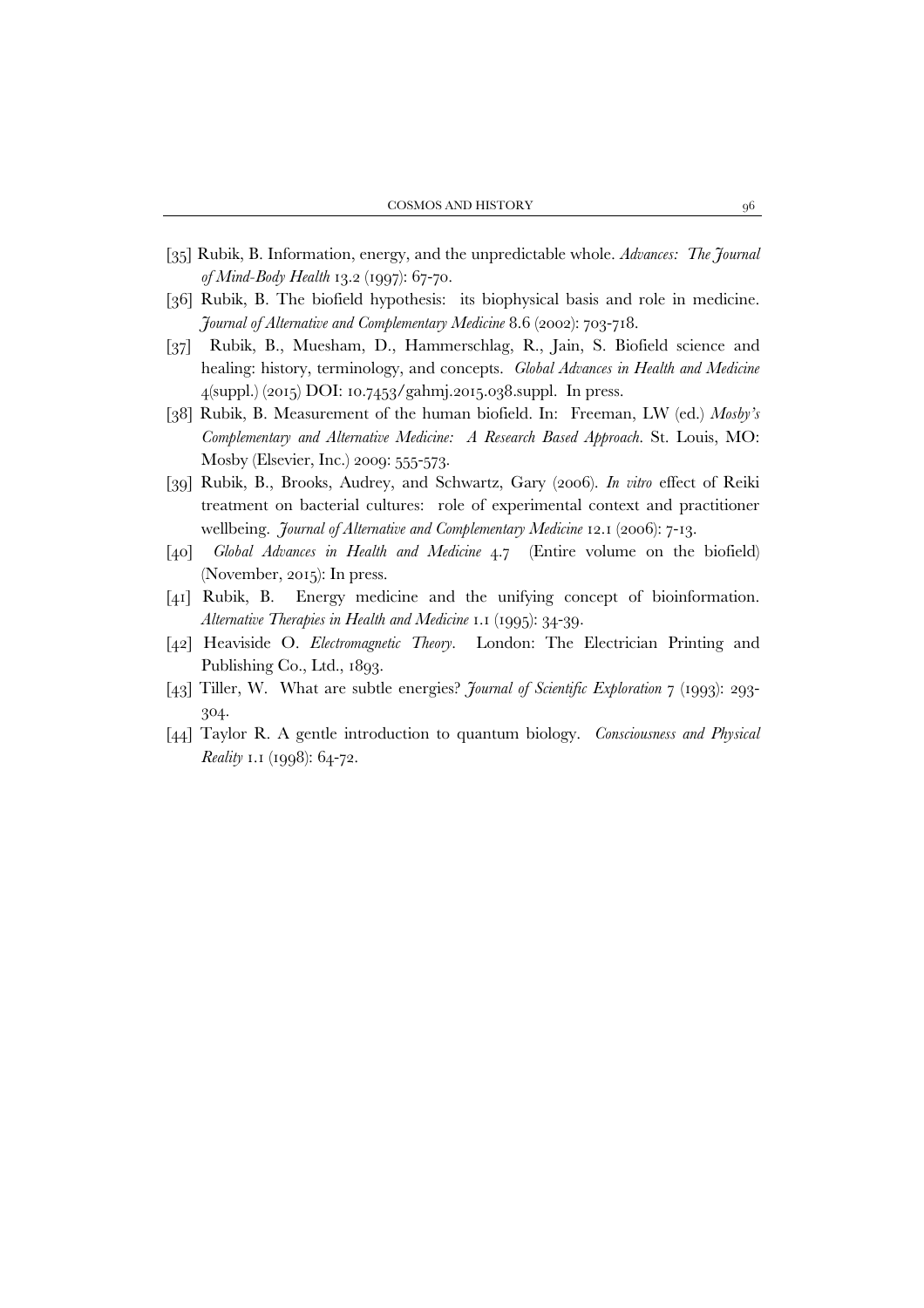[35] Rubik, B. Information, energy, and the unpredictable whole. *Advances: The Journal of Mind-Body Health* 13.2 (1997): 67-70.

[36] Rubik, B. The biofield hypothesis: its biophysical basis and role in medicine. *Journal of Alternative and Complementary Medicine* 8.6 (2002): 703-718.

[37] Rubik, B., Muesham, D., Hammerschlag, R., Jain, S. Biofield science and healing: history, terminology, and concepts. *Global Advances in Health and Medicine* 4(suppl.) (2015) DOI: 10.7453/gahmj.2015.038.suppl. In press.

[38] Rubik, B. Measurement of the human biofield. In: Freeman, LW (ed.) *Mosby's Complementary and Alternative Medicine: A Research Based Approach*. St. Louis, MO: Mosby (Elsevier, Inc.) 2009: 555-573.

[39] Rubik, B., Brooks, Audrey, and Schwartz, Gary (2006). *In vitro* effect of Reiki treatment on bacterial cultures: role of experimental context and practitioner wellbeing. *Journal of Alternative and Complementary Medicine* 12.1 (2006): 7-13.

[40] *Global Advances in Health and Medicine* 4.7 (Entire volume on the biofield) (November, 2015): In press.

[41] Rubik, B. Energy medicine and the unifying concept of bioinformation. *Alternative Therapies in Health and Medicine* 1.1 (1995): 34-39.

[42] Heaviside O. *Electromagnetic Theory*. London: The Electrician Printing and Publishing Co., Ltd., 1893.

[43] Tiller, W. What are subtle energies? *Journal of Scientific Exploration* 7 (1993): 293-304.

[44] Taylor R. A gentle introduction to quantum biology. *Consciousness and Physical Reality* 1.1 (1998): 64-72.